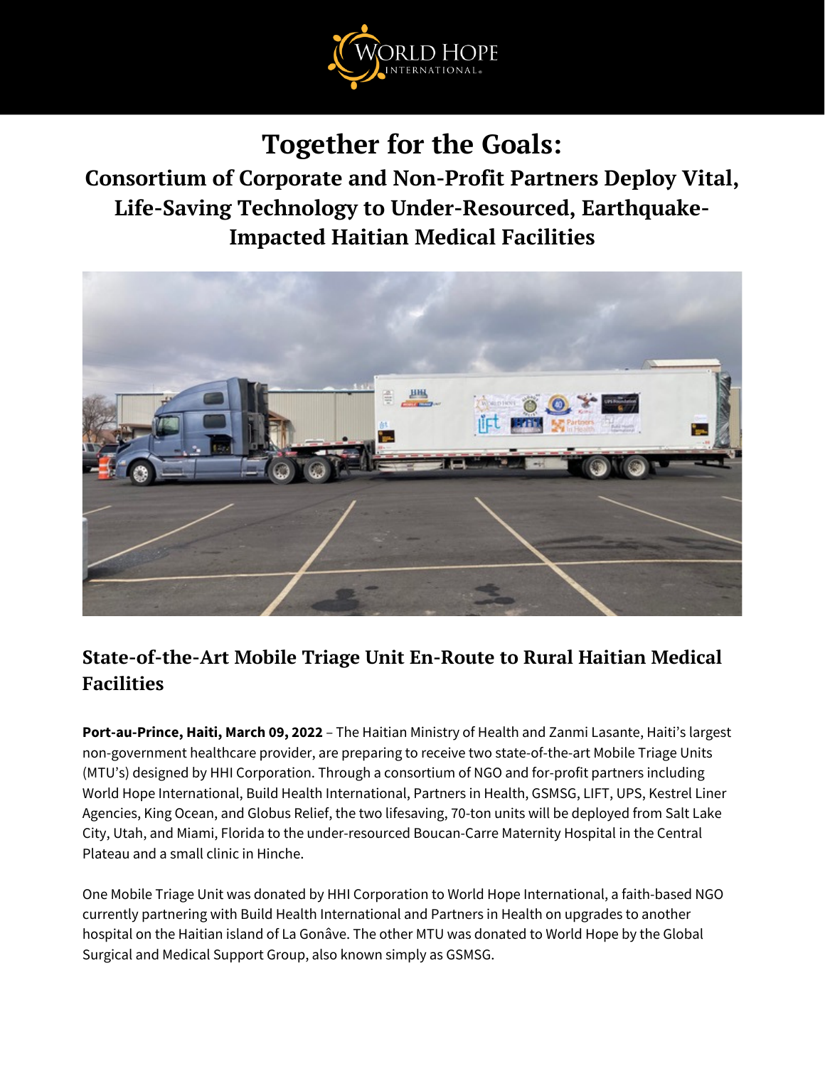# Together for the Goals:

## Consortium of Corporate and Non-Profit Partners Deploy Vital, Life-Saving Technology to Under-Resourced, Earthquake-Impacted Haitian Medical Facilities

### State-of-the-Art Mobile Triage Unit En-Route to Rural Haitian Medical Facilities

**Port-au-Prince, Haiti, March 09, 2022** – The Haitian Ministry of Health and Zanmi Lasante, Haiti's largest non-government healthcare provider, are preparing to receive two state-of-the-art Mobile Triage Units (MTU's) designed by HHI Corporation. Through a consortium of NGO and for-profit partners including World Hope International, Build Health International, Partners in Health, GSMSG, LIFT, UPS, Kestrel Liner Agencies, King Ocean, and Globus Relief, the two lifesaving, 70-ton units will be deployed from Salt Lake City, Utah, and Miami, Florida to the under-resourced Boucan-Carre Maternity Hospital in the Central Plateau and a small clinic in Hinche.

One Mobile Triage Unit was donated by HHI Corporation to World Hope International, a faith-based NGO currently partnering with Build Health International and Partners in Health on upgrades to another hospital on the Haitian island of La Gonâve. The other MTU was donated to World Hope by the Global Surgical and Medical Support Group, also known simply as GSMSG.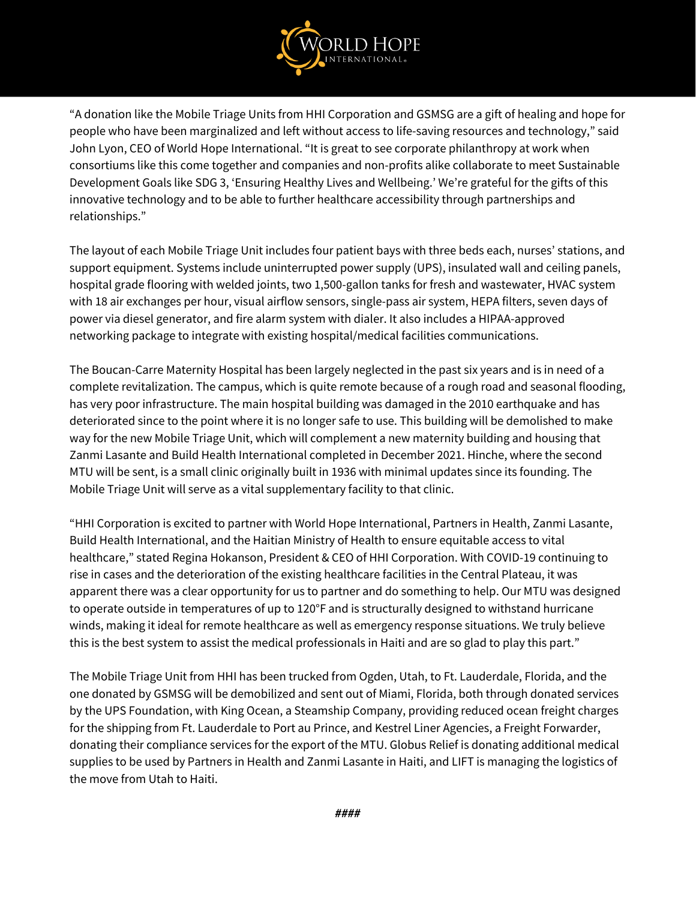"A donation like the Mobile Triage Units from HHI Corporation and GSMSG are a gift of healing and hope for people who have been marginalized and left without access to life-saving resources and technology," said John Lyon, CEO of World Hope International. "It is great to see corporate philanthropy at work when consortiums like this come together and companies and non-profits alike collaborate to meet Sustainable Development Goals like SDG 3, 'Ensuring Healthy Lives and Wellbeing.' We're grateful for the gifts of this innovative technology and to be able to further healthcare accessibility through partnerships and relationships."

The layout of each Mobile Triage Unit includes four patient bays with three beds each, nurses' stations, and support equipment. Systems include uninterrupted power supply (UPS), insulated wall and ceiling panels, hospital grade flooring with welded joints, two 1,500-gallon tanks for fresh and wastewater, HVAC system with 18 air exchanges per hour, visual airflow sensors, single-pass air system, HEPA filters, seven days of power via diesel generator, and fire alarm system with dialer. It also includes a HIPAA-approved networking package to integrate with existing hospital/medical facilities communications.

The Boucan-Carre Maternity Hospital has been largely neglected in the past six years and is in need of a complete revitalization. The campus, which is quite remote because of a rough road and seasonal flooding, has very poor infrastructure. The main hospital building was damaged in the 2010 earthquake and has deteriorated since to the point where it is no longer safe to use. This building will be demolished to make way for the new Mobile Triage Unit, which will complement a new maternity building and housing that Zanmi Lasante and Build Health International completed in December 2021. Hinche, where the second MTU will be sent, is a small clinic originally built in 1936 with minimal updates since its founding. The Mobile Triage Unit will serve as a vital supplementary facility to that clinic.

"HHI Corporation is excited to partner with World Hope International, Partners in Health, Zanmi Lasante, Build Health International, and the Haitian Ministry of Health to ensure equitable access to vital healthcare," stated Regina Hokanson, President & CEO of HHI Corporation. With COVID-19 continuing to rise in cases and the deterioration of the existing healthcare facilities in the Central Plateau, it was apparent there was a clear opportunity for us to partner and do something to help. Our MTU was designed to operate outside in temperatures of up to 120°F and is structurally designed to withstand hurricane winds, making it ideal for remote healthcare as well as emergency response situations. We truly believe this is the best system to assist the medical professionals in Haiti and are so glad to play this part."

The Mobile Triage Unit from HHI has been trucked from Ogden, Utah, to Ft. Lauderdale, Florida, and the one donated by GSMSG will be demobilized and sent out of Miami, Florida, both through donated services by the UPS Foundation, with King Ocean, a Steamship Company, providing reduced ocean freight charges for the shipping from Ft. Lauderdale to Port au Prince, and Kestrel Liner Agencies, a Freight Forwarder, donating their compliance services for the export of the MTU. Globus Relief is donating additional medical supplies to be used by Partners in Health and Zanmi Lasante in Haiti, and LIFT is managing the logistics of the move from Utah to Haiti.

*####*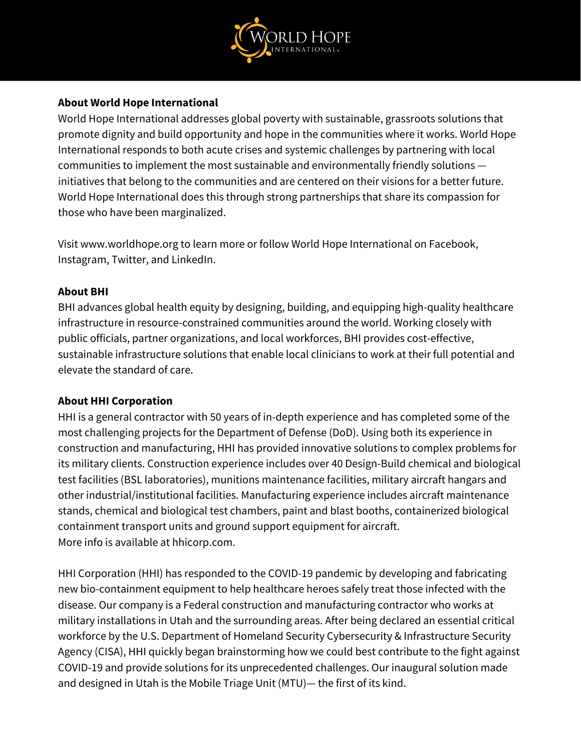**About World Hope International**

World Hope International addresses global poverty with sustainable, grassroots solutions that promote dignity and build opportunity and hope in the communities where it works. World Hope International responds to both acute crises and systemic challenges by partnering with local communities to implement the most sustainable and environmentally friendly solutions — initiatives that belong to the communities and are centered on their visions for a better future. World Hope International does this through strong partnerships that share its compassion for those who have been marginalized.

Visit www.worldhope.org to learn more or follow World Hope International on Facebook, Instagram, Twitter, and LinkedIn.

**About BHI**

BHI advances global health equity by designing, building, and equipping high-quality healthcare infrastructure in resource-constrained communities around the world. Working closely with public officials, partner organizations, and local workforces, BHI provides cost-effective, sustainable infrastructure solutions that enable local clinicians to work at their full potential and elevate the standard of care.

**About HHI Corporation**

HHI is a general contractor with 50 years of in-depth experience and has completed some of the most challenging projects for the Department of Defense (DoD). Using both its experience in construction and manufacturing, HHI has provided innovative solutions to complex problems for its military clients. Construction experience includes over 40 Design-Build chemical and biological test facilities (BSL laboratories), munitions maintenance facilities, military aircraft hangars and other industrial/institutional facilities. Manufacturing experience includes aircraft maintenance stands, chemical and biological test chambers, paint and blast booths, containerized biological containment transport units and ground support equipment for aircraft.
More info is available at hhicorp.com.

HHI Corporation (HHI) has responded to the COVID-19 pandemic by developing and fabricating new bio-containment equipment to help healthcare heroes safely treat those infected with the disease. Our company is a Federal construction and manufacturing contractor who works at military installations in Utah and the surrounding areas. After being declared an essential critical workforce by the U.S. Department of Homeland Security Cybersecurity & Infrastructure Security Agency (CISA), HHI quickly began brainstorming how we could best contribute to the fight against COVID-19 and provide solutions for its unprecedented challenges. Our inaugural solution made and designed in Utah is the Mobile Triage Unit (MTU)— the first of its kind.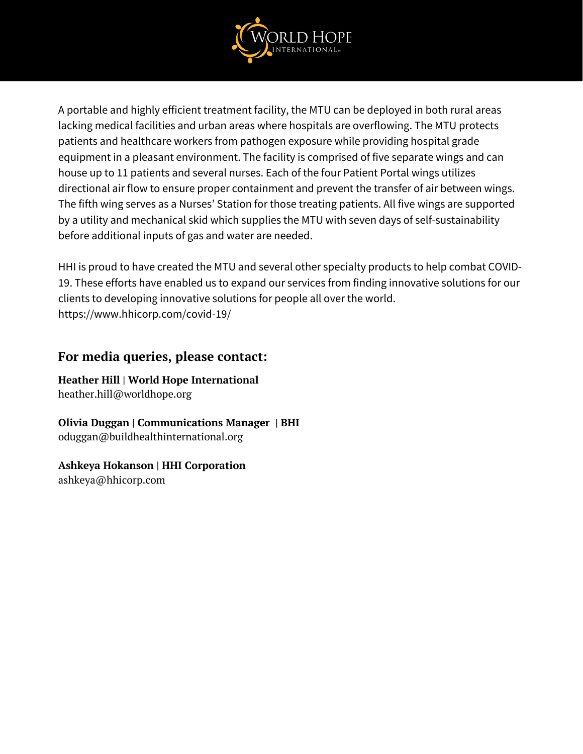A portable and highly efficient treatment facility, the MTU can be deployed in both rural areas lacking medical facilities and urban areas where hospitals are overflowing. The MTU protects patients and healthcare workers from pathogen exposure while providing hospital grade equipment in a pleasant environment. The facility is comprised of five separate wings and can house up to 11 patients and several nurses. Each of the four Patient Portal wings utilizes directional air flow to ensure proper containment and prevent the transfer of air between wings. The fifth wing serves as a Nurses' Station for those treating patients. All five wings are supported by a utility and mechanical skid which supplies the MTU with seven days of self-sustainability before additional inputs of gas and water are needed.

HHI is proud to have created the MTU and several other specialty products to help combat COVID-19. These efforts have enabled us to expand our services from finding innovative solutions for our clients to developing innovative solutions for people all over the world. https://www.hhicorp.com/covid-19/

## For media queries, please contact:

**Heather Hill | World Hope International**
heather.hill@worldhope.org

**Olivia Duggan | Communications Manager | BHI**
oduggan@buildhealthinternational.org

**Ashkeya Hokanson | HHI Corporation**
ashkeya@hhicorp.com